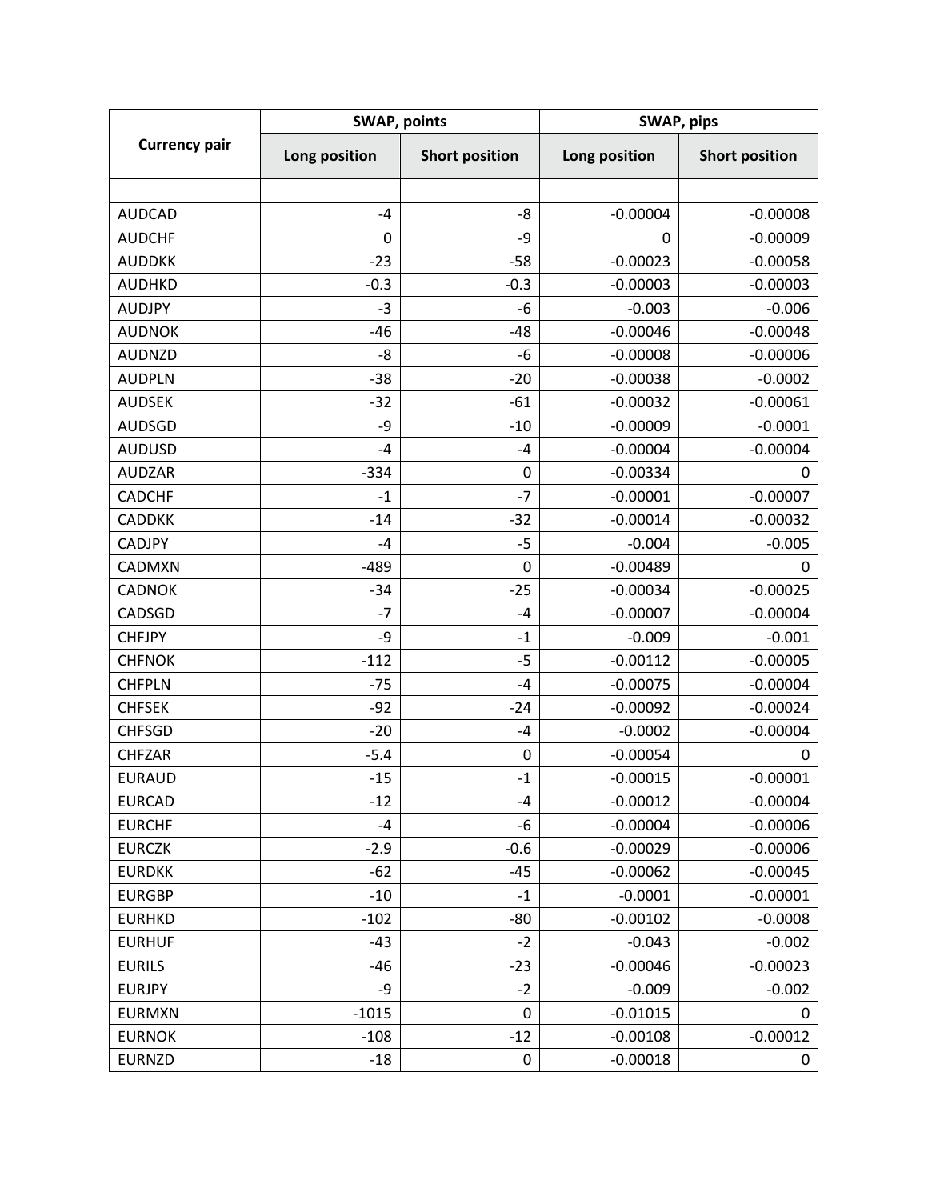| Currency pair | SWAP, points | | SWAP, pips | |
|---|---|---|---|---|
| | Long position | Short position | Long position | Short position |
| | | | | |
| AUDCAD | -4 | -8 | -0.00004 | -0.00008 |
| AUDCHF | 0 | -9 | 0 | -0.00009 |
| AUDDKK | -23 | -58 | -0.00023 | -0.00058 |
| AUDHKD | -0.3 | -0.3 | -0.00003 | -0.00003 |
| AUDJPY | -3 | -6 | -0.003 | -0.006 |
| AUDNOK | -46 | -48 | -0.00046 | -0.00048 |
| AUDNZD | -8 | -6 | -0.00008 | -0.00006 |
| AUDPLN | -38 | -20 | -0.00038 | -0.0002 |
| AUDSEK | -32 | -61 | -0.00032 | -0.00061 |
| AUDSGD | -9 | -10 | -0.00009 | -0.0001 |
| AUDUSD | -4 | -4 | -0.00004 | -0.00004 |
| AUDZAR | -334 | 0 | -0.00334 | 0 |
| CADCHF | -1 | -7 | -0.00001 | -0.00007 |
| CADDKK | -14 | -32 | -0.00014 | -0.00032 |
| CADJPY | -4 | -5 | -0.004 | -0.005 |
| CADMXN | -489 | 0 | -0.00489 | 0 |
| CADNOK | -34 | -25 | -0.00034 | -0.00025 |
| CADSGD | -7 | -4 | -0.00007 | -0.00004 |
| CHFJPY | -9 | -1 | -0.009 | -0.001 |
| CHFNOK | -112 | -5 | -0.00112 | -0.00005 |
| CHFPLN | -75 | -4 | -0.00075 | -0.00004 |
| CHFSEK | -92 | -24 | -0.00092 | -0.00024 |
| CHFSGD | -20 | -4 | -0.0002 | -0.00004 |
| CHFZAR | -5.4 | 0 | -0.00054 | 0 |
| EURAUD | -15 | -1 | -0.00015 | -0.00001 |
| EURCAD | -12 | -4 | -0.00012 | -0.00004 |
| EURCHF | -4 | -6 | -0.00004 | -0.00006 |
| EURCZK | -2.9 | -0.6 | -0.00029 | -0.00006 |
| EURDKK | -62 | -45 | -0.00062 | -0.00045 |
| EURGBP | -10 | -1 | -0.0001 | -0.00001 |
| EURHKD | -102 | -80 | -0.00102 | -0.0008 |
| EURHUF | -43 | -2 | -0.043 | -0.002 |
| EURILS | -46 | -23 | -0.00046 | -0.00023 |
| EURJPY | -9 | -2 | -0.009 | -0.002 |
| EURMXN | -1015 | 0 | -0.01015 | 0 |
| EURNOK | -108 | -12 | -0.00108 | -0.00012 |
| EURNZD | -18 | 0 | -0.00018 | 0 |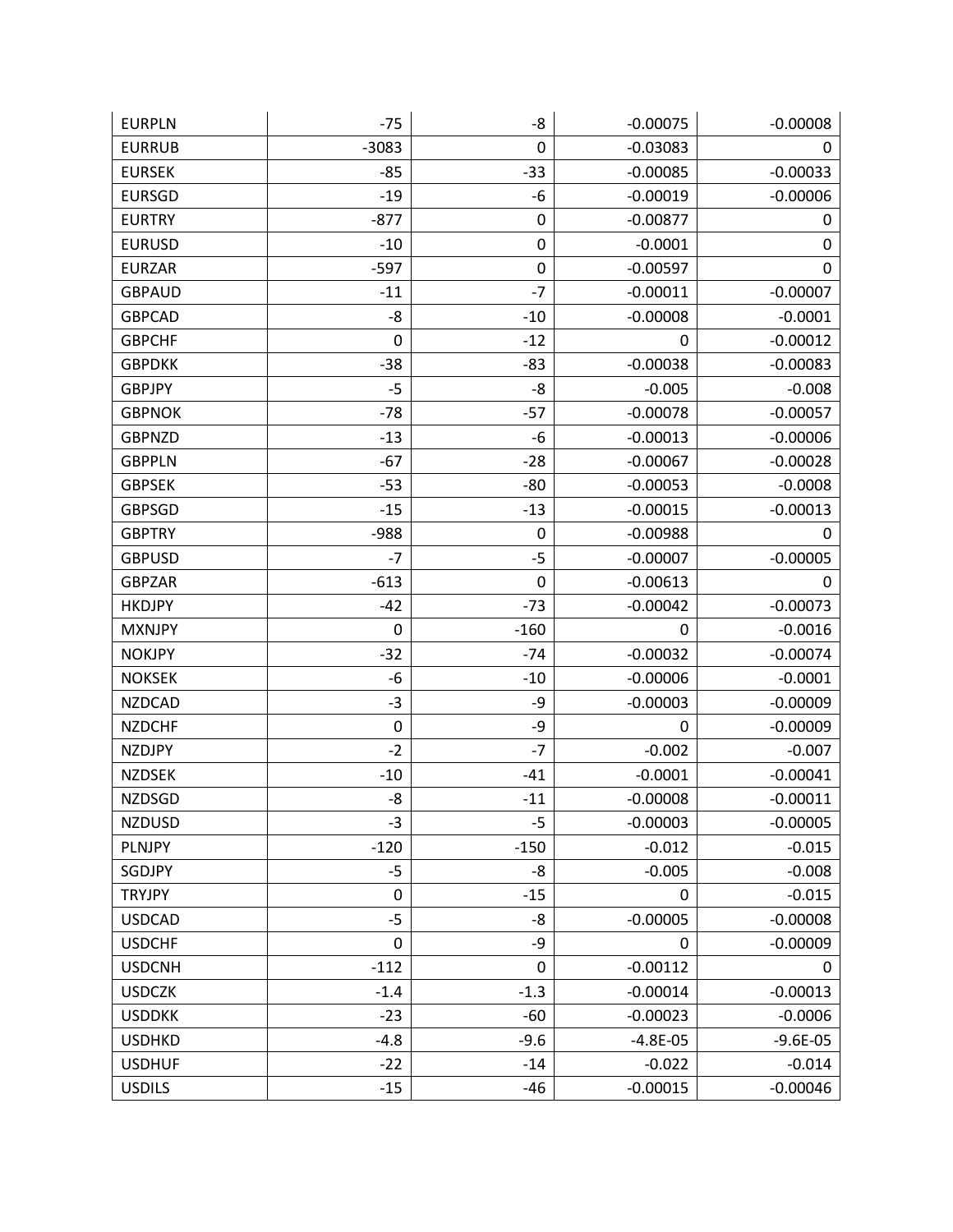| EURPLN | -75 | -8 | -0.00075 | -0.00008 |
|---|---|---|---|---|
| EURRUB | -3083 | 0 | -0.03083 | 0 |
| EURSEK | -85 | -33 | -0.00085 | -0.00033 |
| EURSGD | -19 | -6 | -0.00019 | -0.00006 |
| EURTRY | -877 | 0 | -0.00877 | 0 |
| EURUSD | -10 | 0 | -0.0001 | 0 |
| EURZAR | -597 | 0 | -0.00597 | 0 |
| GBPAUD | -11 | -7 | -0.00011 | -0.00007 |
| GBPCAD | -8 | -10 | -0.00008 | -0.0001 |
| GBPCHF | 0 | -12 | 0 | -0.00012 |
| GBPDKK | -38 | -83 | -0.00038 | -0.00083 |
| GBPJPY | -5 | -8 | -0.005 | -0.008 |
| GBPNOK | -78 | -57 | -0.00078 | -0.00057 |
| GBPNZD | -13 | -6 | -0.00013 | -0.00006 |
| GBPPLN | -67 | -28 | -0.00067 | -0.00028 |
| GBPSEK | -53 | -80 | -0.00053 | -0.0008 |
| GBPSGD | -15 | -13 | -0.00015 | -0.00013 |
| GBPTRY | -988 | 0 | -0.00988 | 0 |
| GBPUSD | -7 | -5 | -0.00007 | -0.00005 |
| GBPZAR | -613 | 0 | -0.00613 | 0 |
| HKDJPY | -42 | -73 | -0.00042 | -0.00073 |
| MXNJPY | 0 | -160 | 0 | -0.0016 |
| NOKJPY | -32 | -74 | -0.00032 | -0.00074 |
| NOKSEK | -6 | -10 | -0.00006 | -0.0001 |
| NZDCAD | -3 | -9 | -0.00003 | -0.00009 |
| NZDCHF | 0 | -9 | 0 | -0.00009 |
| NZDJPY | -2 | -7 | -0.002 | -0.007 |
| NZDSEK | -10 | -41 | -0.0001 | -0.00041 |
| NZDSGD | -8 | -11 | -0.00008 | -0.00011 |
| NZDUSD | -3 | -5 | -0.00003 | -0.00005 |
| PLNJPY | -120 | -150 | -0.012 | -0.015 |
| SGDJPY | -5 | -8 | -0.005 | -0.008 |
| TRYJPY | 0 | -15 | 0 | -0.015 |
| USDCAD | -5 | -8 | -0.00005 | -0.00008 |
| USDCHF | 0 | -9 | 0 | -0.00009 |
| USDCNH | -112 | 0 | -0.00112 | 0 |
| USDCZK | -1.4 | -1.3 | -0.00014 | -0.00013 |
| USDDKK | -23 | -60 | -0.00023 | -0.0006 |
| USDHKD | -4.8 | -9.6 | -4.8E-05 | -9.6E-05 |
| USDHUF | -22 | -14 | -0.022 | -0.014 |
| USDILS | -15 | -46 | -0.00015 | -0.00046 |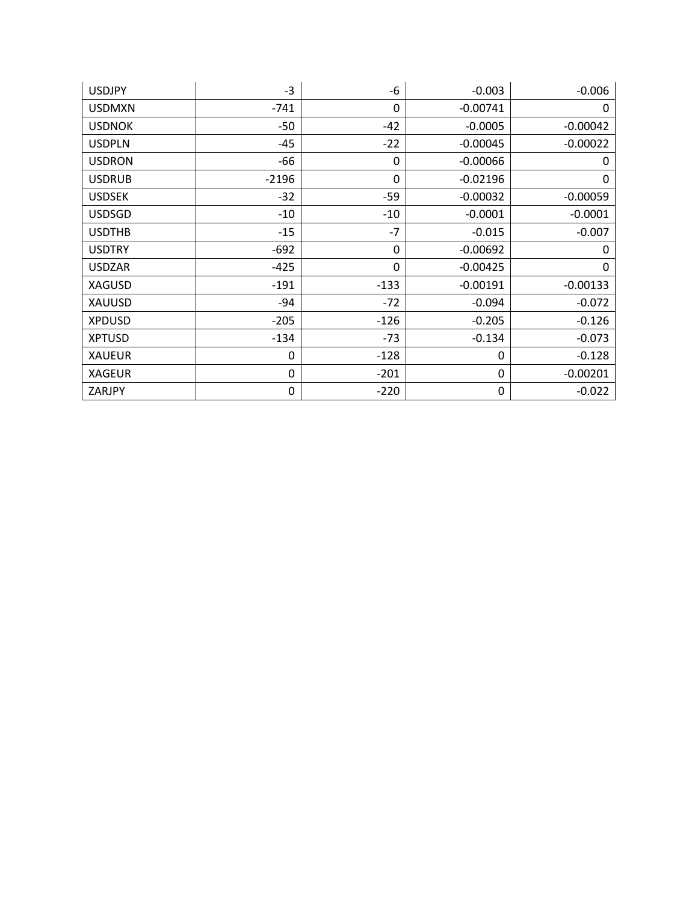| | | | | |
|---|---|---|---|---|
| USDJPY | -3 | -6 | -0.003 | -0.006 |
| USDMXN | -741 | 0 | -0.00741 | 0 |
| USDNOK | -50 | -42 | -0.0005 | -0.00042 |
| USDPLN | -45 | -22 | -0.00045 | -0.00022 |
| USDRON | -66 | 0 | -0.00066 | 0 |
| USDRUB | -2196 | 0 | -0.02196 | 0 |
| USDSEK | -32 | -59 | -0.00032 | -0.00059 |
| USDSGD | -10 | -10 | -0.0001 | -0.0001 |
| USDTHB | -15 | -7 | -0.015 | -0.007 |
| USDTRY | -692 | 0 | -0.00692 | 0 |
| USDZAR | -425 | 0 | -0.00425 | 0 |
| XAGUSD | -191 | -133 | -0.00191 | -0.00133 |
| XAUUSD | -94 | -72 | -0.094 | -0.072 |
| XPDUSD | -205 | -126 | -0.205 | -0.126 |
| XPTUSD | -134 | -73 | -0.134 | -0.073 |
| XAUEUR | 0 | -128 | 0 | -0.128 |
| XAGEUR | 0 | -201 | 0 | -0.00201 |
| ZARJPY | 0 | -220 | 0 | -0.022 |